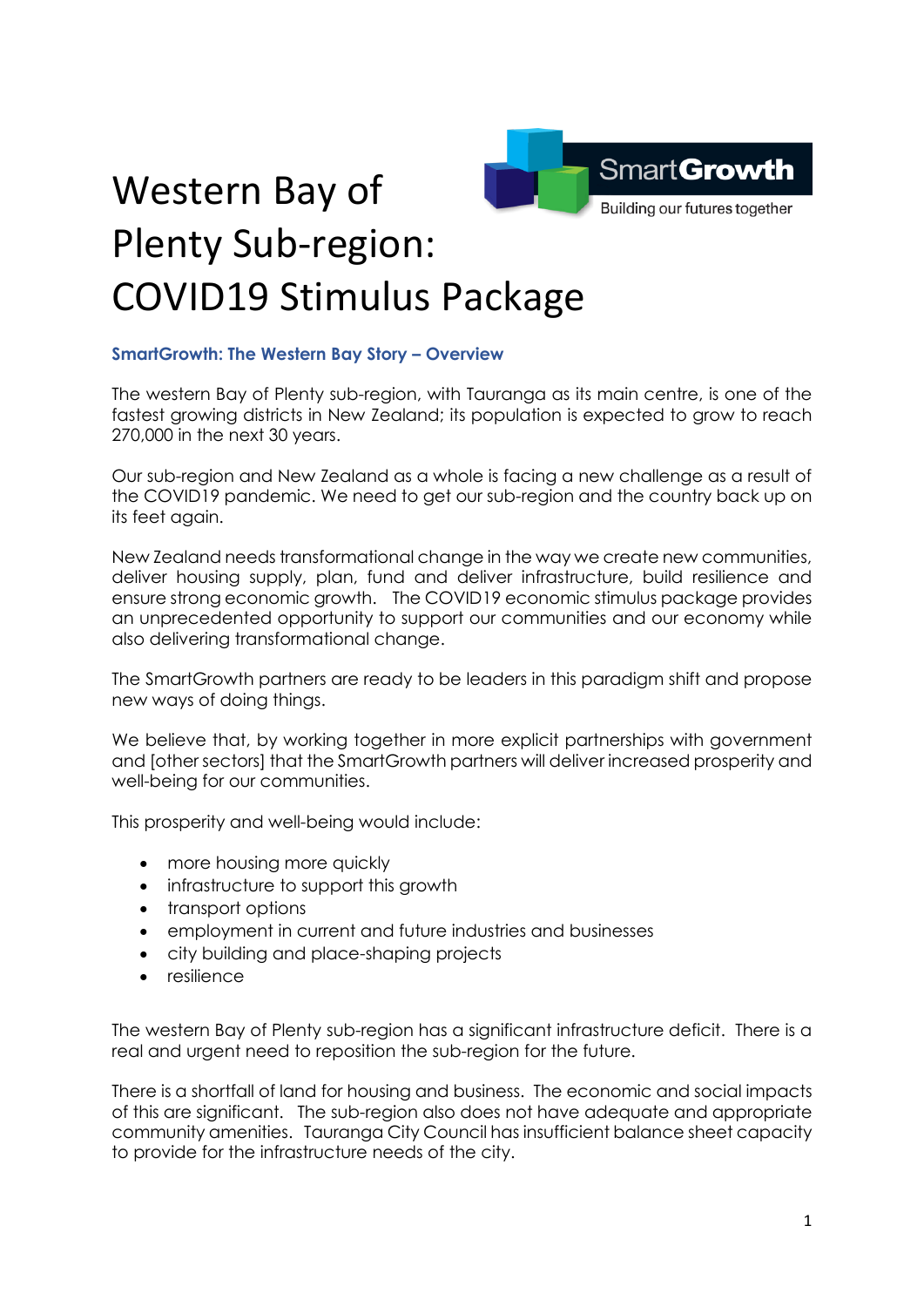# Western Bay of Plenty Sub-region: COVID19 Stimulus Package

SmartGrowth
Building our futures together

## SmartGrowth: The Western Bay Story – Overview

The western Bay of Plenty sub-region, with Tauranga as its main centre, is one of the fastest growing districts in New Zealand; its population is expected to grow to reach 270,000 in the next 30 years.

Our sub-region and New Zealand as a whole is facing a new challenge as a result of the COVID19 pandemic. We need to get our sub-region and the country back up on its feet again.

New Zealand needs transformational change in the way we create new communities, deliver housing supply, plan, fund and deliver infrastructure, build resilience and ensure strong economic growth. The COVID19 economic stimulus package provides an unprecedented opportunity to support our communities and our economy while also delivering transformational change.

The SmartGrowth partners are ready to be leaders in this paradigm shift and propose new ways of doing things.

We believe that, by working together in more explicit partnerships with government and [other sectors] that the SmartGrowth partners will deliver increased prosperity and well-being for our communities.

This prosperity and well-being would include:

- more housing more quickly
- infrastructure to support this growth
- transport options
- employment in current and future industries and businesses
- city building and place-shaping projects
- resilience

The western Bay of Plenty sub-region has a significant infrastructure deficit. There is a real and urgent need to reposition the sub-region for the future.

There is a shortfall of land for housing and business. The economic and social impacts of this are significant. The sub-region also does not have adequate and appropriate community amenities. Tauranga City Council has insufficient balance sheet capacity to provide for the infrastructure needs of the city.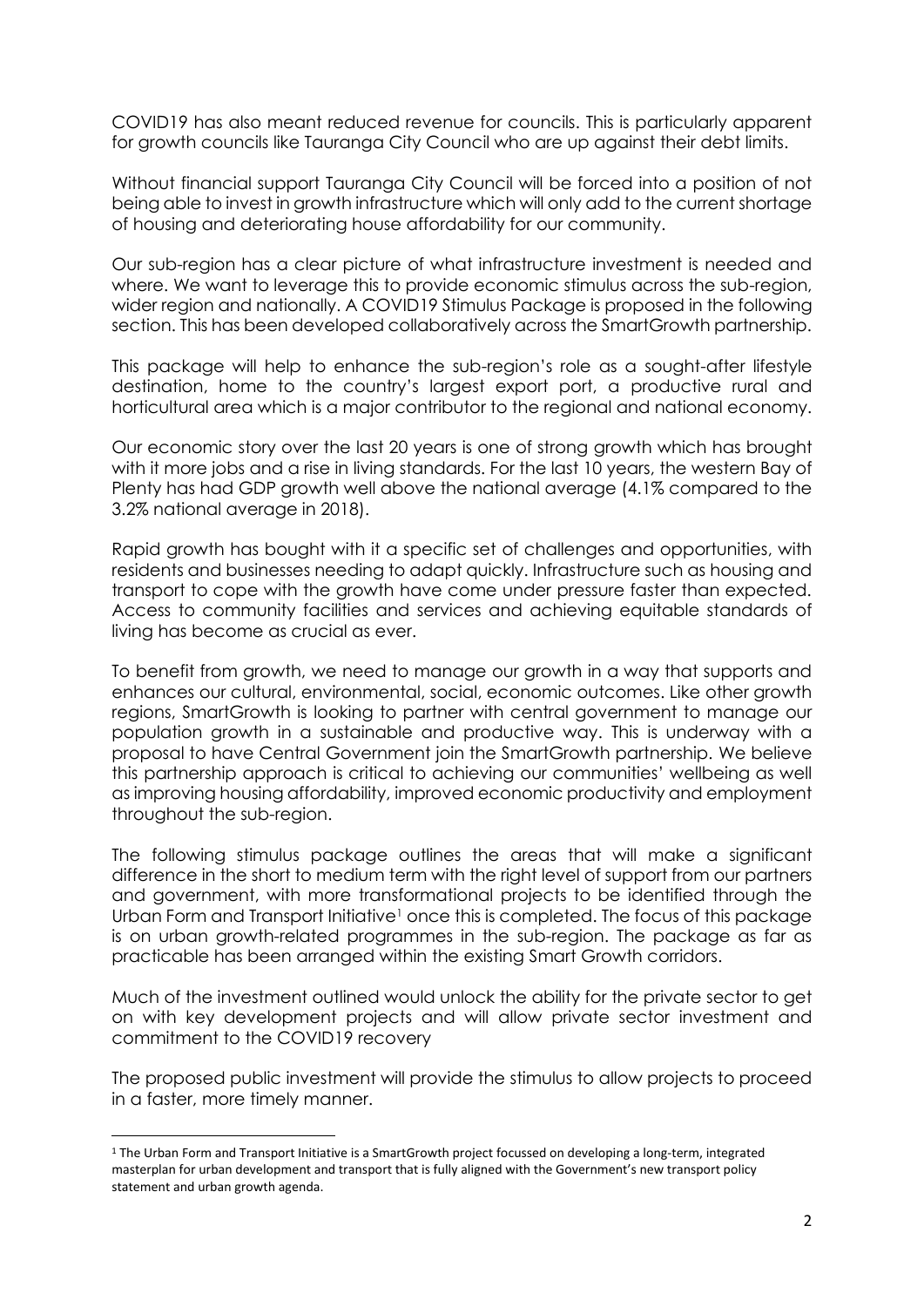COVID19 has also meant reduced revenue for councils. This is particularly apparent for growth councils like Tauranga City Council who are up against their debt limits.

Without financial support Tauranga City Council will be forced into a position of not being able to invest in growth infrastructure which will only add to the current shortage of housing and deteriorating house affordability for our community.

Our sub-region has a clear picture of what infrastructure investment is needed and where. We want to leverage this to provide economic stimulus across the sub-region, wider region and nationally. A COVID19 Stimulus Package is proposed in the following section. This has been developed collaboratively across the SmartGrowth partnership.

This package will help to enhance the sub-region's role as a sought-after lifestyle destination, home to the country's largest export port, a productive rural and horticultural area which is a major contributor to the regional and national economy.

Our economic story over the last 20 years is one of strong growth which has brought with it more jobs and a rise in living standards. For the last 10 years, the western Bay of Plenty has had GDP growth well above the national average (4.1% compared to the 3.2% national average in 2018).

Rapid growth has bought with it a specific set of challenges and opportunities, with residents and businesses needing to adapt quickly. Infrastructure such as housing and transport to cope with the growth have come under pressure faster than expected. Access to community facilities and services and achieving equitable standards of living has become as crucial as ever.

To benefit from growth, we need to manage our growth in a way that supports and enhances our cultural, environmental, social, economic outcomes. Like other growth regions, SmartGrowth is looking to partner with central government to manage our population growth in a sustainable and productive way. This is underway with a proposal to have Central Government join the SmartGrowth partnership. We believe this partnership approach is critical to achieving our communities' wellbeing as well as improving housing affordability, improved economic productivity and employment throughout the sub-region.

The following stimulus package outlines the areas that will make a significant difference in the short to medium term with the right level of support from our partners and government, with more transformational projects to be identified through the Urban Form and Transport Initiative[1] once this is completed. The focus of this package is on urban growth-related programmes in the sub-region. The package as far as practicable has been arranged within the existing Smart Growth corridors.

Much of the investment outlined would unlock the ability for the private sector to get on with key development projects and will allow private sector investment and commitment to the COVID19 recovery

The proposed public investment will provide the stimulus to allow projects to proceed in a faster, more timely manner.

---

[1] The Urban Form and Transport Initiative is a SmartGrowth project focussed on developing a long-term, integrated masterplan for urban development and transport that is fully aligned with the Government's new transport policy statement and urban growth agenda.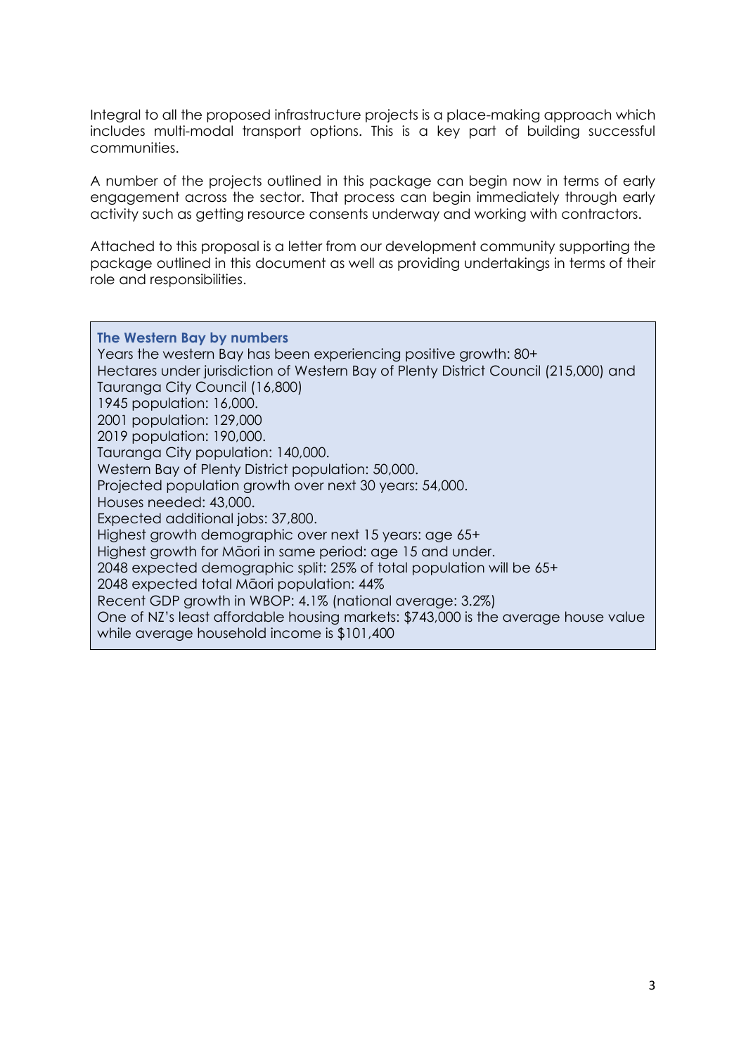Integral to all the proposed infrastructure projects is a place-making approach which includes multi-modal transport options. This is a key part of building successful communities.

A number of the projects outlined in this package can begin now in terms of early engagement across the sector. That process can begin immediately through early activity such as getting resource consents underway and working with contractors.

Attached to this proposal is a letter from our development community supporting the package outlined in this document as well as providing undertakings in terms of their role and responsibilities.

**The Western Bay by numbers**

Years the western Bay has been experiencing positive growth: 80+
Hectares under jurisdiction of Western Bay of Plenty District Council (215,000) and Tauranga City Council (16,800)
1945 population: 16,000.
2001 population: 129,000
2019 population: 190,000.
Tauranga City population: 140,000.
Western Bay of Plenty District population: 50,000.
Projected population growth over next 30 years: 54,000.
Houses needed: 43,000.
Expected additional jobs: 37,800.
Highest growth demographic over next 15 years: age 65+
Highest growth for Māori in same period: age 15 and under.
2048 expected demographic split: 25% of total population will be 65+
2048 expected total Māori population: 44%
Recent GDP growth in WBOP: 4.1% (national average: 3.2%)
One of NZ's least affordable housing markets: $743,000 is the average house value while average household income is $101,400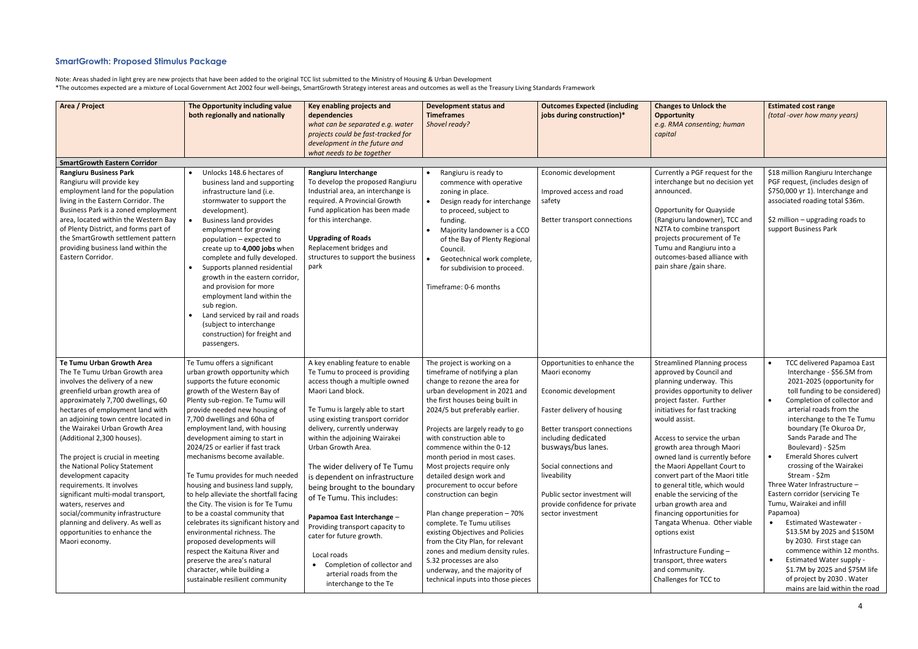## SmartGrowth: Proposed Stimulus Package

Note: Areas shaded in light grey are new projects that have been added to the original TCC list submitted to the Ministry of Housing & Urban Development
*The outcomes expected are a mixture of Local Government Act 2002 four well-beings, SmartGrowth Strategy interest areas and outcomes as well as the Treasury Living Standards Framework

| Area / Project | The Opportunity including value both regionally and nationally | Key enabling projects and dependencies<br>*what can be separated e.g. water projects could be fast-tracked for development in the future and what needs to be together* | Development status and Timeframes<br>*Shovel ready?* | Outcomes Expected (including jobs during construction)* | Changes to Unlock the Opportunity<br>*e.g. RMA consenting; human capital* | Estimated cost range<br>*(total -over how many years)* |
|---|---|---|---|---|---|---|
| **SmartGrowth Eastern Corridor** | | | | | | |
| **Rangiuru Business Park**<br>Rangiuru will provide key employment land for the population living in the Eastern Corridor. The Business Park is a zoned employment area, located within the Western Bay of Plenty District, and forms part of the SmartGrowth settlement pattern providing business land within the Eastern Corridor. | • Unlocks 148.6 hectares of business land and supporting infrastructure land (i.e. stormwater to support the development).<br>• Business land provides employment for growing population – expected to create up to **4,000 jobs** when complete and fully developed.<br>• Supports planned residential growth in the eastern corridor, and provision for more employment land within the sub region.<br>• Land serviced by rail and roads (subject to interchange construction) for freight and passengers. | **Rangiuru Interchange**<br>To develop the proposed Rangiuru Industrial area, an interchange is required. A Provincial Growth Fund application has been made for this interchange.<br><br>**Upgrading of Roads**<br>Replacement bridges and structures to support the business park | • Rangiuru is ready to commence with operative zoning in place.<br>• Design ready for interchange to proceed, subject to funding.<br>• Majority landowner is a CCO of the Bay of Plenty Regional Council.<br>• Geotechnical work complete, for subdivision to proceed.<br><br>Timeframe: 0-6 months | Economic development<br><br>Improved access and road safety<br><br>Better transport connections | Currently a PGF request for the interchange but no decision yet announced.<br><br>Opportunity for Quayside (Rangiuru landowner), TCC and NZTA to combine transport projects procurement of Te Tumu and Rangiuru into a outcomes-based alliance with pain share /gain share. | $18 million Rangiuru Interchange PGF request, (includes design of $750,000 yr 1). Interchange and associated roading total $36m.<br><br>$2 million – upgrading roads to support Business Park |
| **Te Tumu Urban Growth Area**<br>The Te Tumu Urban Growth area involves the delivery of a new greenfield urban growth area of approximately 7,700 dwellings, 60 hectares of employment land with an adjoining town centre located in the Wairakei Urban Growth Area (Additional 2,300 houses).<br><br>The project is crucial in meeting the National Policy Statement development capacity requirements. It involves significant multi-modal transport, waters, reserves and social/community infrastructure planning and delivery. As well as opportunities to enhance the Maori economy. | Te Tumu offers a significant urban growth opportunity which supports the future economic growth of the Western Bay of Plenty sub-region. Te Tumu will provide needed new housing of 7,700 dwellings and 60ha of employment land, with housing development aiming to start in 2024/25 or earlier if fast track mechanisms become available.<br><br>Te Tumu provides for much needed housing and business land supply, to help alleviate the shortfall facing the City. The vision is for Te Tumu to be a coastal community that celebrates its significant history and environmental richness. The proposed developments will respect the Kaituna River and preserve the area's natural character, while building a sustainable resilient community | A key enabling feature to enable Te Tumu to proceed is providing access though a multiple owned Maori Land block.<br><br>Te Tumu is largely able to start using existing transport corridor delivery, currently underway within the adjoining Wairakei Urban Growth Area.<br><br>The wider delivery of Te Tumu is dependent on infrastructure being brought to the boundary of Te Tumu. This includes:<br><br>**Papamoa East Interchange** – Providing transport capacity to cater for future growth.<br><br>Local roads<br>• Completion of collector and arterial roads from the interchange to the Te | The project is working on a timeframe of notifying a plan change to rezone the area for urban development in 2021 and the first houses being built in 2024/5 but preferably earlier.<br><br>Projects are largely ready to go with construction able to commence within the 0-12 month period in most cases. Most projects require only detailed design work and procurement to occur before construction can begin<br><br>Plan change preparation – 70% complete. Te Tumu utilises existing Objectives and Policies from the City Plan, for relevant zones and medium density rules. S.32 processes are also underway, and the majority of technical inputs into those pieces | Opportunities to enhance the Maori economy<br><br>Economic development<br><br>Faster delivery of housing<br><br>Better transport connections including dedicated busways/bus lanes.<br><br>Social connections and liveability<br><br>Public sector investment will provide confidence for private sector investment | Streamlined Planning process approved by Council and planning underway. This provides opportunity to deliver project faster. Further initiatives for fast tracking would assist.<br><br>Access to service the urban growth area through Maori owned land is currently before the Maori Appellant Court to convert part of the Maori title to general title, which would enable the servicing of the urban growth area and financing opportunities for Tangata Whenua. Other viable options exist<br><br>Infrastructure Funding – transport, three waters and community.<br>Challenges for TCC to | • TCC delivered Papamoa East Interchange - $56.5M from 2021-2025 (opportunity for toll funding to be considered)<br>• Completion of collector and arterial roads from the interchange to the Te Tumu boundary (Te Okuroa Dr, Sands Parade and The Boulevard) - $25m<br>• Emerald Shores culvert crossing of the Wairakei Stream - $2m<br>Three Water Infrastructure – Eastern corridor (servicing Te Tumu, Wairakei and infill Papamoa)<br>• Estimated Wastewater - $13.5M by 2025 and $150M by 2030. First stage can commence within 12 months.<br>• Estimated Water supply - $1.7M by 2025 and $75M life of project by 2030 . Water mains are laid within the road |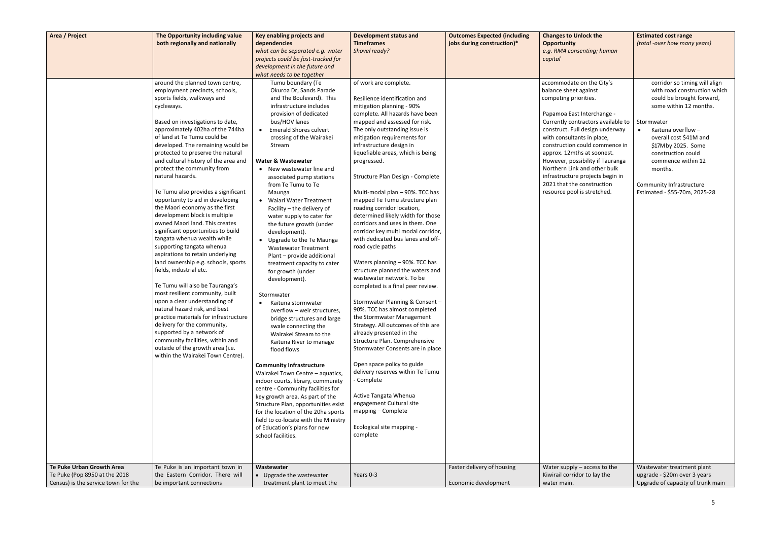| Area / Project | The Opportunity including value both regionally and nationally | Key enabling projects and dependencies *what can be separated e.g. water projects could be fast-tracked for development in the future and what needs to be together* | Development status and Timeframes *Shovel ready?* | Outcomes Expected (including jobs during construction)* | Changes to Unlock the Opportunity *e.g. RMA consenting; human capital* | Estimated cost range *(total -over how many years)* |
|---|---|---|---|---|---|---|
| | around the planned town centre, employment precincts, schools, sports fields, walkways and cycleways.<br><br>Based on investigations to date, approximately 402ha of the 744ha of land at Te Tumu could be developed. The remaining would be protected to preserve the natural and cultural history of the area and protect the community from natural hazards.<br><br>Te Tumu also provides a significant opportunity to aid in developing the Maori economy as the first development block is multiple owned Maori land. This creates significant opportunities to build tangata whenua wealth while supporting tangata whenua aspirations to retain underlying land ownership e.g. schools, sports fields, industrial etc.<br><br>Te Tumu will also be Tauranga's most resilient community, built upon a clear understanding of natural hazard risk, and best practice materials for infrastructure delivery for the community, supported by a network of community facilities, within and outside of the growth area (i.e. within the Wairakei Town Centre). | Tumu boundary (Te Okuroa Dr, Sands Parade and The Boulevard). This infrastructure includes provision of dedicated bus/HOV lanes<br>• Emerald Shores culvert crossing of the Wairakei Stream<br><br>**Water & Wastewater**<br>• New wastewater line and associated pump stations from Te Tumu to Te Maunga<br>• Waiari Water Treatment Facility – the delivery of water supply to cater for the future growth (under development).<br>• Upgrade to the Te Maunga Wastewater Treatment Plant – provide additional treatment capacity to cater for growth (under development).<br><br>Stormwater<br>• Kaituna stormwater overflow – weir structures, bridge structures and large swale connecting the Wairakei Stream to the Kaituna River to manage flood flows<br><br>**Community Infrastructure**<br>Wairakei Town Centre – aquatics, indoor courts, library, community centre - Community facilities for key growth area. As part of the Structure Plan, opportunities exist for the location of the 20ha sports field to co-locate with the Ministry of Education's plans for new school facilities. | of work are complete.<br><br>Resilience identification and mitigation planning - 90% complete. All hazards have been mapped and assessed for risk. The only outstanding issue is mitigation requirements for infrastructure design in liquefiable areas, which is being progressed.<br><br>Structure Plan Design - Complete<br><br>Multi-modal plan – 90%. TCC has mapped Te Tumu structure plan roading corridor location, determined likely width for those corridors and uses in them. One corridor key multi modal corridor, with dedicated bus lanes and off-road cycle paths<br><br>Waters planning – 90%. TCC has structure planned the waters and wastewater network. To be completed is a final peer review.<br><br>Stormwater Planning & Consent – 90%. TCC has almost completed the Stormwater Management Strategy. All outcomes of this are already presented in the Structure Plan. Comprehensive Stormwater Consents are in place<br><br>Open space policy to guide delivery reserves within Te Tumu - Complete<br><br>Active Tangata Whenua engagement Cultural site mapping – Complete<br><br>Ecological site mapping - complete | | accommodate on the City's balance sheet against competing priorities.<br><br>Papamoa East Interchange - Currently contractors available to construct. Full design underway with consultants in place, construction could commence in approx. 12mths at soonest. However, possibility if Tauranga Northern Link and other bulk infrastructure projects begin in 2021 that the construction resource pool is stretched. | corridor so timing will align with road construction which could be brought forward, some within 12 months.<br><br>Stormwater<br>• Kaituna overflow – overall cost $41M and $17M by 2025. Some construction could commence within 12 months.<br><br>Community Infrastructure Estimated - $55-70m, 2025-28 |
| **Te Puke Urban Growth Area**<br>Te Puke (Pop 8950 at the 2018 Census) is the service town for the | Te Puke is an important town in the Eastern Corridor. There will be important connections | **Wastewater**<br>• Upgrade the wastewater treatment plant to meet the | Years 0-3 | Faster delivery of housing<br><br>Economic development | Water supply – access to the Kiwirail corridor to lay the water main. | Wastewater treatment plant upgrade - $20m over 3 years<br>Upgrade of capacity of trunk main |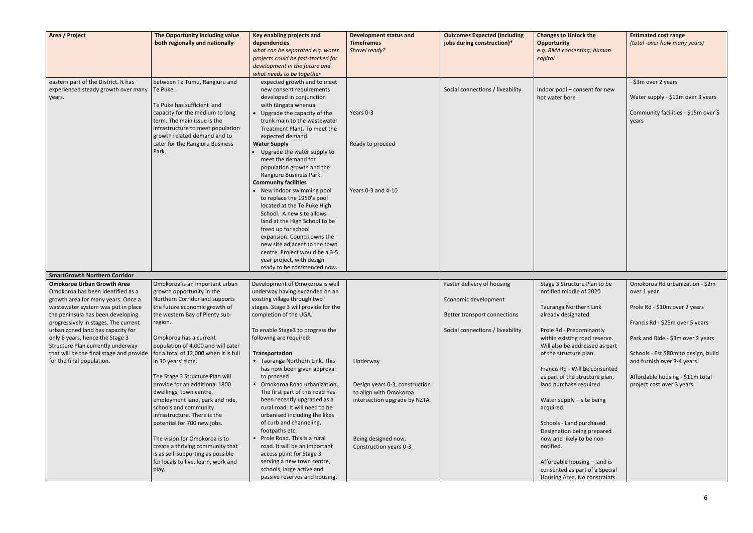| Area / Project | The Opportunity including value both regionally and nationally | Key enabling projects and dependencies<br>*what can be separated e.g. water projects could be fast-tracked for development in the future and what needs to be together* | Development status and Timeframes<br>*Shovel ready?* | Outcomes Expected (including jobs during construction)* | Changes to Unlock the Opportunity<br>*e.g. RMA consenting; human capital* | Estimated cost range<br>*(total -over how many years)* |
|---|---|---|---|---|---|---|
| eastern part of the District. It has experienced steady growth over many years. | between Te Tumu, Rangiuru and Te Puke.<br><br>Te Puke has sufficient land capacity for the medium to long term. The main issue is the infrastructure to meet population growth related demand and to cater for the Rangiuru Business Park. | expected growth and to meet new consent requirements developed in conjunction with tāngata whenua<br>• Upgrade the capacity of the trunk main to the wastewater Treatment Plant. To meet the expected demand.<br>**Water Supply**<br>• Upgrade the water supply to meet the demand for population growth and the Rangiuru Business Park.<br>**Community facilities**<br>• New indoor swimming pool to replace the 1950's pool located at the Te Puke High School. A new site allows land at the High School to be freed up for school expansion. Council owns the new site adjacent to the town centre. Project would be a 3-5 year project, with design ready to be commenced now. | Years 0-3<br><br>Ready to proceed<br><br>Years 0-3 and 4-10 | Social connections / liveability | Indoor pool – consent for new hot water bore | - $3m over 2 years<br><br>Water supply - $12m over 3 years<br><br>Community facilities - $15m over 5 years |
| **SmartGrowth Northern Corridor** | | | | | | |
| **Omokoroa Urban Growth Area**<br>Omokoroa has been identified as a growth area for many years. Once a wastewater system was put in place the peninsula has been developing progressively in stages. The current urban zoned land has capacity for only 6 years, hence the Stage 3 Structure Plan currently underway that will be the final stage and provide for the final population. | Omokoroa is an important urban growth opportunity in the Northern Corridor and supports the future economic growth of the western Bay of Plenty sub-region.<br><br>Omokoroa has a current population of 4,000 and will cater for a total of 12,000 when it is full in 30 years' time.<br><br>The Stage 3 Structure Plan will provide for an additional 1800 dwellings, town centre, employment land, park and ride, schools and community infrastructure. There is the potential for 700 new jobs.<br><br>The vision for Omokoroa is to create a thriving community that is as self-supporting as possible for locals to live, learn, work and play. | Development of Omokoroa is well underway having expanded on an existing village through two stages. Stage 3 will provide for the completion of the UGA.<br><br>To enable Stage3 to progress the following are required:<br><br>**Transportation**<br>• Tauranga Northern Link. This has now been given approval to proceed<br>• Omokoroa Road urbanization. The first part of this road has been recently upgraded as a rural road. It will need to be urbanised including the likes of curb and channeling, footpaths etc.<br>• Prole Road. This is a rural road. It will be an important access point for Stage 3 serving a new town centre, schools, large active and passive reserves and housing. | Underway<br><br>Design years 0-3, construction to align with Omokoroa intersection upgrade by NZTA.<br><br>Being designed now. Construction years 0-3 | Faster delivery of housing<br><br>Economic development<br><br>Better transport connections<br><br>Social connections / liveability | Stage 3 Structure Plan to be notified middle of 2020<br><br>Tauranga Northern Link already designated.<br><br>Prole Rd - Predominantly within existing road reserve. Will also be addressed as part of the structure plan.<br><br>Francis Rd - Will be consented as part of the structure plan, land purchase required<br><br>Water supply – site being acquired.<br><br>Schools - Land purchased. Designation being prepared now and likely to be non-notified.<br><br>Affordable housing – land is consented as part of a Special Housing Area. No constraints | Omokoroa Rd urbanization - $2m over 1 year<br><br>Prole Rd - $10m over 2 years<br><br>Francis Rd - $25m over 5 years<br><br>Park and Ride - $3m over 2 years<br><br>Schools - Est $80m to design, build and furnish over 3-4 years.<br><br>Affordable housing - $11m total project cost over 3 years. |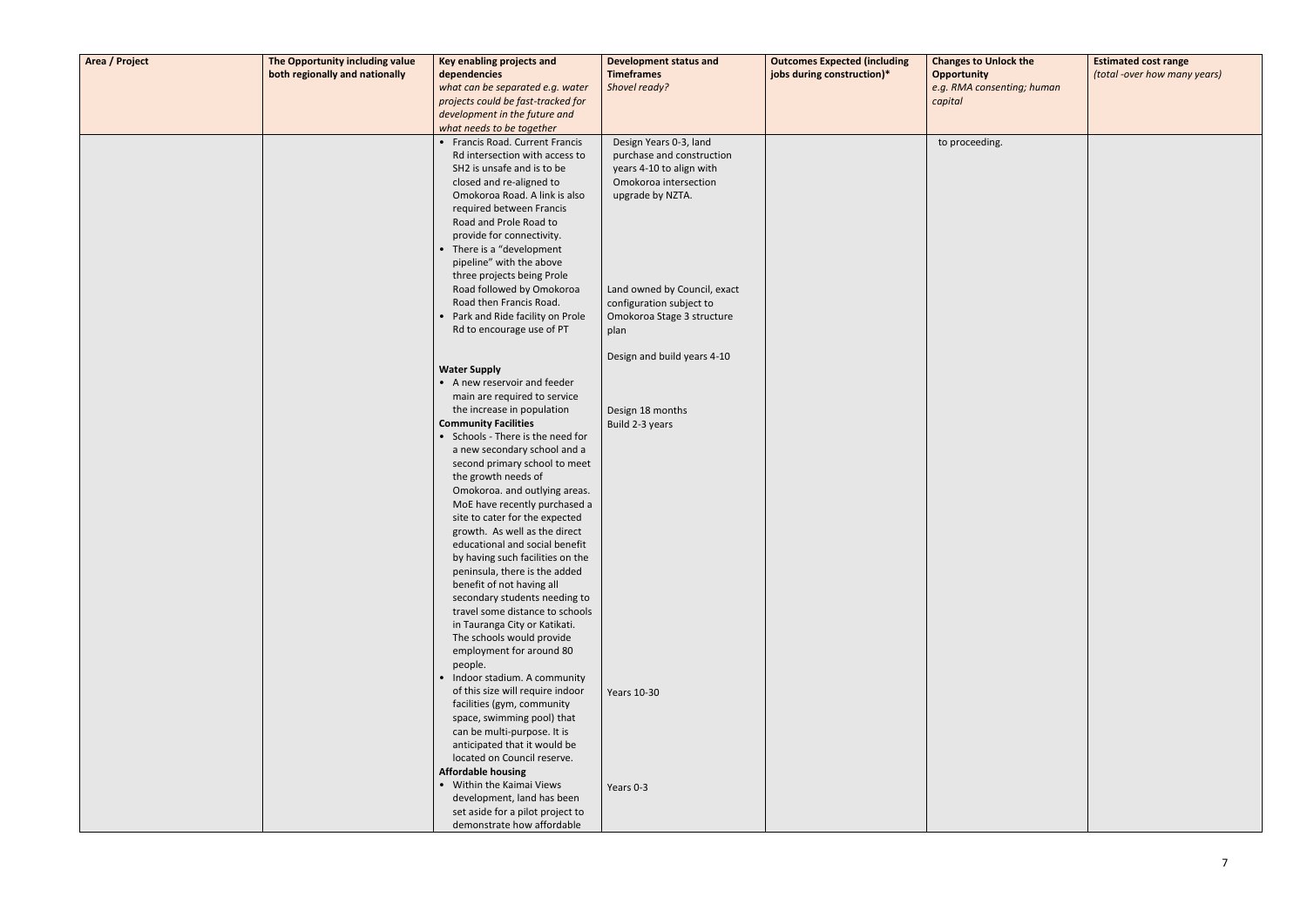| Area / Project | The Opportunity including value both regionally and nationally | Key enabling projects and dependencies<br>*what can be separated e.g. water projects could be fast-tracked for development in the future and what needs to be together* | Development status and Timeframes<br>*Shovel ready?* | Outcomes Expected (including jobs during construction)* | Changes to Unlock the Opportunity<br>*e.g. RMA consenting; human capital* | Estimated cost range<br>*(total -over how many years)* |
|---|---|---|---|---|---|---|
| | | • Francis Road. Current Francis Rd intersection with access to SH2 is unsafe and is to be closed and re-aligned to Omokoroa Road. A link is also required between Francis Road and Prole Road to provide for connectivity.<br>• There is a "development pipeline" with the above three projects being Prole Road followed by Omokoroa Road then Francis Road.<br>• Park and Ride facility on Prole Rd to encourage use of PT<br><br>**Water Supply**<br>• A new reservoir and feeder main are required to service the increase in population<br>**Community Facilities**<br>• Schools - There is the need for a new secondary school and a second primary school to meet the growth needs of Omokoroa. and outlying areas. MoE have recently purchased a site to cater for the expected growth. As well as the direct educational and social benefit by having such facilities on the peninsula, there is the added benefit of not having all secondary students needing to travel some distance to schools in Tauranga City or Katikati. The schools would provide employment for around 80 people.<br>• Indoor stadium. A community of this size will require indoor facilities (gym, community space, swimming pool) that can be multi-purpose. It is anticipated that it would be located on Council reserve.<br>**Affordable housing**<br>• Within the Kaimai Views development, land has been set aside for a pilot project to demonstrate how affordable | Design Years 0-3, land purchase and construction years 4-10 to align with Omokoroa intersection upgrade by NZTA.<br><br>Land owned by Council, exact configuration subject to Omokoroa Stage 3 structure plan<br><br>Design and build years 4-10<br><br>Design 18 months<br>Build 2-3 years<br><br>Years 10-30<br><br>Years 0-3 | | to proceeding. | |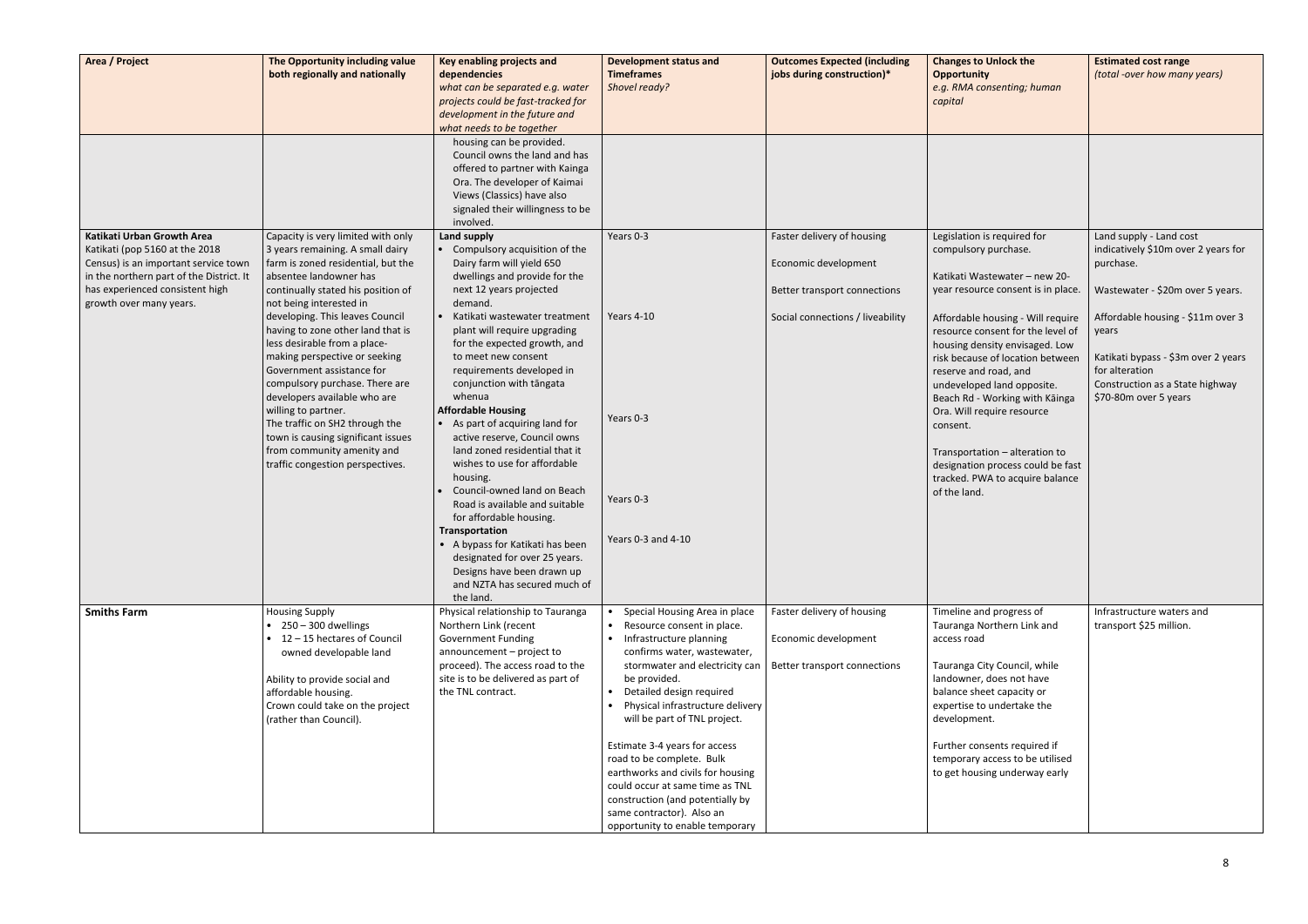| Area / Project | The Opportunity including value both regionally and nationally | Key enabling projects and dependencies *what can be separated e.g. water projects could be fast-tracked for development in the future and what needs to be together* | Development status and Timeframes *Shovel ready?* | Outcomes Expected (including jobs during construction)* | Changes to Unlock the Opportunity *e.g. RMA consenting; human capital* | Estimated cost range *(total -over how many years)* |
|---|---|---|---|---|---|---|
| | | housing can be provided. Council owns the land and has offered to partner with Kainga Ora. The developer of Kaimai Views (Classics) have also signaled their willingness to be involved. | | | | |
| **Katikati Urban Growth Area** Katikati (pop 5160 at the 2018 Census) is an important service town in the northern part of the District. It has experienced consistent high growth over many years. | Capacity is very limited with only 3 years remaining. A small dairy farm is zoned residential, but the absentee landowner has continually stated his position of not being interested in developing. This leaves Council having to zone other land that is less desirable from a place-making perspective or seeking Government assistance for compulsory purchase. There are developers available who are willing to partner.<br>The traffic on SH2 through the town is causing significant issues from community amenity and traffic congestion perspectives. | **Land supply**<br>• Compulsory acquisition of the Dairy farm will yield 650 dwellings and provide for the next 12 years projected demand.<br>• Katikati wastewater treatment plant will require upgrading for the expected growth, and to meet new consent requirements developed in conjunction with tāngata whenua<br>**Affordable Housing**<br>• As part of acquiring land for active reserve, Council owns land zoned residential that it wishes to use for affordable housing.<br>• Council-owned land on Beach Road is available and suitable for affordable housing.<br>**Transportation**<br>• A bypass for Katikati has been designated for over 25 years. Designs have been drawn up and NZTA has secured much of the land. | Years 0-3<br><br>Years 4-10<br><br>Years 0-3<br><br>Years 0-3<br><br>Years 0-3 and 4-10 | Faster delivery of housing<br><br>Economic development<br><br>Better transport connections<br><br>Social connections / liveability | Legislation is required for compulsory purchase.<br><br>Katikati Wastewater – new 20-year resource consent is in place.<br><br>Affordable housing - Will require resource consent for the level of housing density envisaged. Low risk because of location between reserve and road, and undeveloped land opposite. Beach Rd - Working with Kāinga Ora. Will require resource consent.<br><br>Transportation – alteration to designation process could be fast tracked. PWA to acquire balance of the land. | Land supply - Land cost indicatively $10m over 2 years for purchase.<br><br>Wastewater - $20m over 5 years.<br><br>Affordable housing - $11m over 3 years<br><br>Katikati bypass - $3m over 2 years for alteration<br>Construction as a State highway $70-80m over 5 years |
| **Smiths Farm** | Housing Supply<br>• 250 – 300 dwellings<br>• 12 – 15 hectares of Council owned developable land<br><br>Ability to provide social and affordable housing.<br>Crown could take on the project (rather than Council). | Physical relationship to Tauranga Northern Link (recent Government Funding announcement – project to proceed). The access road to the site is to be delivered as part of the TNL contract. | • Special Housing Area in place<br>• Resource consent in place.<br>• Infrastructure planning confirms water, wastewater, stormwater and electricity can be provided.<br>• Detailed design required<br>• Physical infrastructure delivery will be part of TNL project.<br><br>Estimate 3-4 years for access road to be complete. Bulk earthworks and civils for housing could occur at same time as TNL construction (and potentially by same contractor). Also an opportunity to enable temporary | Faster delivery of housing<br><br>Economic development<br><br>Better transport connections | Timeline and progress of Tauranga Northern Link and access road<br><br>Tauranga City Council, while landowner, does not have balance sheet capacity or expertise to undertake the development.<br><br>Further consents required if temporary access to be utilised to get housing underway early | Infrastructure waters and transport $25 million. |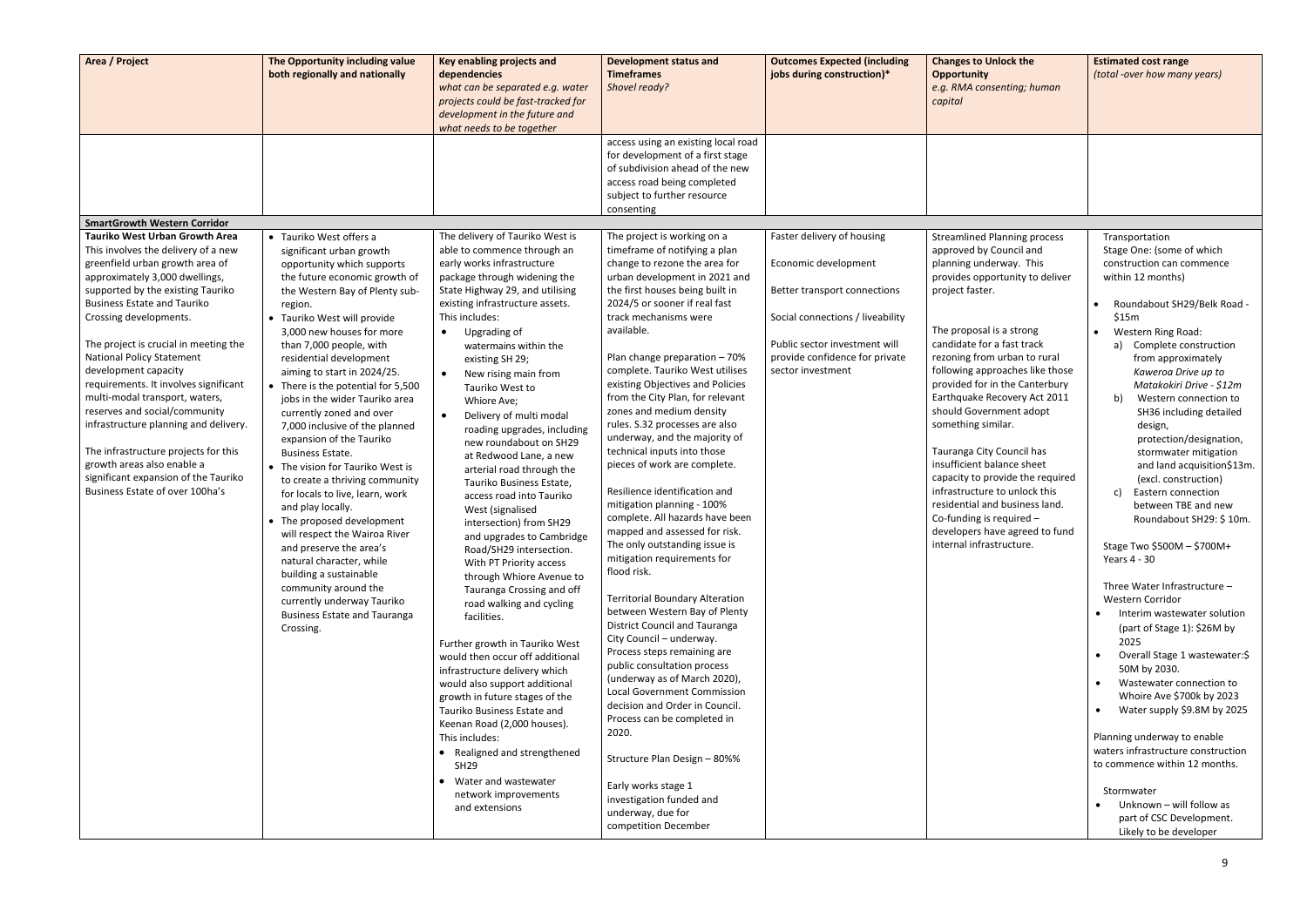| Area / Project | The Opportunity including value both regionally and nationally | Key enabling projects and dependencies<br>*what can be separated e.g. water projects could be fast-tracked for development in the future and what needs to be together* | Development status and Timeframes<br>*Shovel ready?* | Outcomes Expected (including jobs during construction)* | Changes to Unlock the Opportunity<br>*e.g. RMA consenting; human capital* | Estimated cost range<br>*(total -over how many years)* |
|---|---|---|---|---|---|---|
| | | | access using an existing local road for development of a first stage of subdivision ahead of the new access road being completed subject to further resource consenting | | | |
| **SmartGrowth Western Corridor** | | | | | | |
| **Tauriko West Urban Growth Area**<br>This involves the delivery of a new greenfield urban growth area of approximately 3,000 dwellings, supported by the existing Tauriko Business Estate and Tauriko Crossing developments.<br><br>The project is crucial in meeting the National Policy Statement development capacity requirements. It involves significant multi-modal transport, waters, reserves and social/community infrastructure planning and delivery.<br><br>The infrastructure projects for this growth areas also enable a significant expansion of the Tauriko Business Estate of over 100ha's | • Tauriko West offers a significant urban growth opportunity which supports the future economic growth of the Western Bay of Plenty sub-region.<br>• Tauriko West will provide 3,000 new houses for more than 7,000 people, with residential development aiming to start in 2024/25.<br>• There is the potential for 5,500 jobs in the wider Tauriko area currently zoned and over 7,000 inclusive of the planned expansion of the Tauriko Business Estate.<br>• The vision for Tauriko West is to create a thriving community for locals to live, learn, work and play locally.<br>• The proposed development will respect the Wairoa River and preserve the area's natural character, while building a sustainable community around the currently underway Tauriko Business Estate and Tauranga Crossing. | The delivery of Tauriko West is able to commence through an early works infrastructure package through widening the State Highway 29, and utilising existing infrastructure assets. This includes:<br>• Upgrading of watermains within the existing SH 29;<br>• New rising main from Tauriko West to Whiore Ave;<br>• Delivery of multi modal roading upgrades, including new roundabout on SH29 at Redwood Lane, a new arterial road through the Tauriko Business Estate, access road into Tauriko West (signalised intersection) from SH29 and upgrades to Cambridge Road/SH29 intersection. With PT Priority access through Whiore Avenue to Tauranga Crossing and off road walking and cycling facilities.<br><br>Further growth in Tauriko West would then occur off additional infrastructure delivery which would also support additional growth in future stages of the Tauriko Business Estate and Keenan Road (2,000 houses). This includes:<br>• Realigned and strengthened SH29<br>• Water and wastewater network improvements and extensions | The project is working on a timeframe of notifying a plan change to rezone the area for urban development in 2021 and the first houses being built in 2024/5 or sooner if real fast track mechanisms were available.<br><br>Plan change preparation – 70% complete. Tauriko West utilises existing Objectives and Policies from the City Plan, for relevant zones and medium density rules. S.32 processes are also underway, and the majority of technical inputs into those pieces of work are complete.<br><br>Resilience identification and mitigation planning - 100% complete. All hazards have been mapped and assessed for risk. The only outstanding issue is mitigation requirements for flood risk.<br><br>Territorial Boundary Alteration between Western Bay of Plenty District Council and Tauranga City Council – underway. Process steps remaining are public consultation process (underway as of March 2020), Local Government Commission decision and Order in Council. Process can be completed in 2020.<br><br>Structure Plan Design – 80%%<br><br>Early works stage 1 investigation funded and underway, due for competition December | Faster delivery of housing<br><br>Economic development<br><br>Better transport connections<br><br>Social connections / liveability<br><br>Public sector investment will provide confidence for private sector investment | Streamlined Planning process approved by Council and planning underway. This provides opportunity to deliver project faster.<br><br>The proposal is a strong candidate for a fast track rezoning from urban to rural following approaches like those provided for in the Canterbury Earthquake Recovery Act 2011 should Government adopt something similar.<br><br>Tauranga City Council has insufficient balance sheet capacity to provide the required infrastructure to unlock this residential and business land. Co-funding is required – developers have agreed to fund internal infrastructure. | Transportation<br>Stage One: (some of which construction can commence within 12 months)<br>• Roundabout SH29/Belk Road - \$15m<br>• Western Ring Road:<br>a) Complete construction from approximately *Kaweroa Drive up to Matakokiri Drive - \$12m*<br>b) Western connection to SH36 including detailed design, protection/designation, stormwater mitigation and land acquisition\$13m. (excl. construction)<br>c) Eastern connection between TBE and new Roundabout SH29: \$ 10m.<br><br>Stage Two \$500M – \$700M+ Years 4 - 30<br><br>Three Water Infrastructure – Western Corridor<br>• Interim wastewater solution (part of Stage 1): \$26M by 2025<br>• Overall Stage 1 wastewater:\$ 50M by 2030.<br>• Wastewater connection to Whoire Ave \$700k by 2023<br>• Water supply \$9.8M by 2025<br><br>Planning underway to enable waters infrastructure construction to commence within 12 months.<br><br>Stormwater<br>• Unknown – will follow as part of CSC Development. Likely to be developer |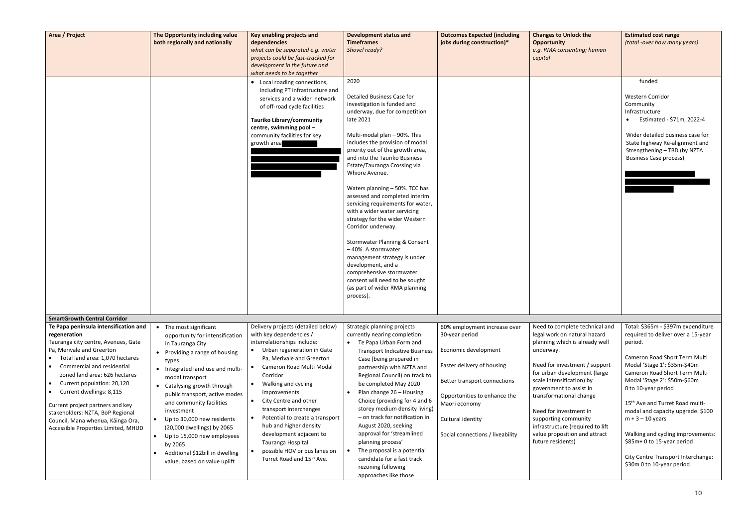| Area / Project | The Opportunity including value both regionally and nationally | Key enabling projects and dependencies *what can be separated e.g. water projects could be fast-tracked for development in the future and what needs to be together* | Development status and Timeframes *Shovel ready?* | Outcomes Expected (including jobs during construction)* | Changes to Unlock the Opportunity *e.g. RMA consenting; human capital* | Estimated cost range *(total -over how many years)* |
|---|---|---|---|---|---|---|
| | | • Local roading connections, including PT infrastructure and services and a wider network of off-road cycle facilities<br><br>**Tauriko Library/community centre, swimming pool** – community facilities for key growth area | 2020<br><br>Detailed Business Case for investigation is funded and underway, due for competition late 2021<br><br>Multi-modal plan – 90%. This includes the provision of modal priority out of the growth area, and into the Tauriko Business Estate/Tauranga Crossing via Whiore Avenue.<br><br>Waters planning – 50%. TCC has assessed and completed interim servicing requirements for water, with a wider water servicing strategy for the wider Western Corridor underway.<br><br>Stormwater Planning & Consent – 40%. A stormwater management strategy is under development, and a comprehensive stormwater consent will need to be sought (as part of wider RMA planning process). | | | funded<br><br>Western Corridor Community Infrastructure<br>• Estimated - $71m, 2022-4<br><br>Wider detailed business case for State highway Re-alignment and Strengthening – TBD (by NZTA Business Case process) |
| **SmartGrowth Central Corridor** | | | | | | |
| **Te Papa peninsula intensification and regeneration**<br>Tauranga city centre, Avenues, Gate Pa, Merivale and Greerton<br>• Total land area: 1,070 hectares<br>• Commercial and residential zoned land area: 626 hectares<br>• Current population: 20,120<br>• Current dwellings: 8,115<br><br>Current project partners and key stakeholders: NZTA, BoP Regional Council, Mana whenua, Kāinga Ora, Accessible Properties Limited, MHUD | • The most significant opportunity for intensification in Tauranga City<br>• Providing a range of housing types<br>• Integrated land use and multi-modal transport<br>• Catalysing growth through public transport, active modes and community facilities investment<br>• Up to 30,000 new residents (20,000 dwellings) by 2065<br>• Up to 15,000 new employees by 2065<br>• Additional $12bill in dwelling value, based on value uplift | Delivery projects (detailed below) with key dependencies / interrelationships include:<br>• Urban regeneration in Gate Pa, Merivale and Greerton<br>• Cameron Road Multi Modal Corridor<br>• Walking and cycling improvements<br>• City Centre and other transport interchanges<br>• Potential to create a transport hub and higher density development adjacent to Tauranga Hospital<br>• possible HOV or bus lanes on Turret Road and 15th Ave. | Strategic planning projects currently nearing completion:<br>• Te Papa Urban Form and Transport Indicative Business Case (being prepared in partnership with NZTA and Regional Council) on track to be completed May 2020<br>• Plan change 26 – Housing Choice (providing for 4 and 6 storey medium density living) – on track for notification in August 2020, seeking approval for 'streamlined planning process'<br>• The proposal is a potential candidate for a fast track rezoning following approaches like those | 60% employment increase over 30-year period<br><br>Economic development<br><br>Faster delivery of housing<br><br>Better transport connections<br><br>Opportunities to enhance the Maori economy<br><br>Cultural identity<br><br>Social connections / liveability | Need to complete technical and legal work on natural hazard planning which is already well underway.<br><br>Need for investment / support for urban development (large scale intensification) by government to assist in transformational change<br><br>Need for investment in supporting community infrastructure (required to lift value proposition and attract future residents) | Total: $365m - $397m expenditure required to deliver over a 15-year period.<br><br>Cameron Road Short Term Multi Modal 'Stage 1': $35m-$40m<br>Cameron Road Short Term Multi Modal 'Stage 2': $50m-$60m<br>0 to 10-year period<br><br>15th Ave and Turret Road multi-modal and capacity upgrade: $100 m + 3 – 10 years<br><br>Walking and cycling improvements: $85m+ 0 to 15-year period<br><br>City Centre Transport Interchange: $30m 0 to 10-year period |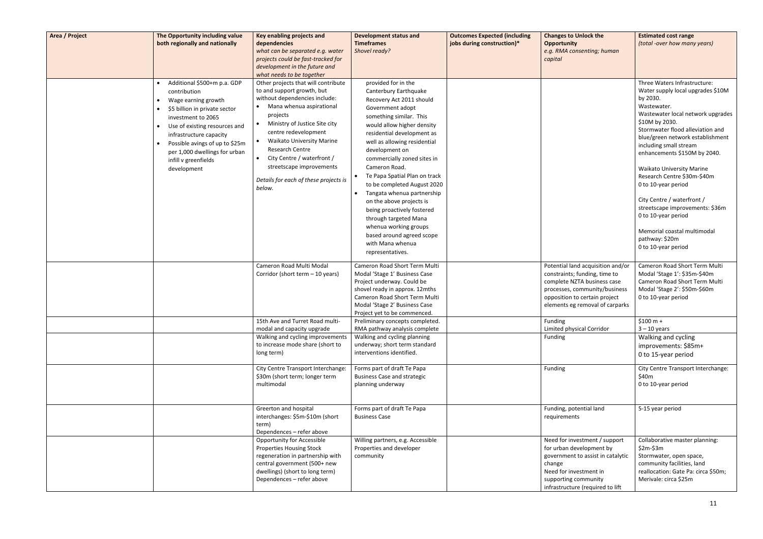| Area / Project | The Opportunity including value both regionally and nationally | Key enabling projects and dependencies *what can be separated e.g. water projects could be fast-tracked for development in the future and what needs to be together* | Development status and Timeframes *Shovel ready?* | Outcomes Expected (including jobs during construction)* | Changes to Unlock the Opportunity *e.g. RMA consenting; human capital* | Estimated cost range *(total -over how many years)* |
|---|---|---|---|---|---|---|
| | • Additional $500+m p.a. GDP contribution<br>• Wage earning growth<br>• $5 billion in private sector investment to 2065<br>• Use of existing resources and infrastructure capacity<br>• Possible avings of up to $25m per 1,000 dwellings for urban infill v greenfields development | Other projects that will contribute to and support growth, but without dependencies include:<br>• Mana whenua aspirational projects<br>• Ministry of Justice Site city centre redevelopment<br>• Waikato University Marine Research Centre<br>• City Centre / waterfront / streetscape improvements<br><br>*Details for each of these projects is below.* | provided for in the Canterbury Earthquake Recovery Act 2011 should Government adopt something similar. This would allow higher density residential development as well as allowing residential development on commercially zoned sites in Cameron Road.<br>• Te Papa Spatial Plan on track to be completed August 2020<br>• Tangata whenua partnership on the above projects is being proactively fostered through targeted Mana whenua working groups based around agreed scope with Mana whenua representatives. | | | Three Waters Infrastructure: Water supply local upgrades $10M by 2030.<br>Wastewater.<br>Wastewater local network upgrades $10M by 2030.<br>Stormwater flood alleviation and blue/green network establishment including small stream enhancements $150M by 2040.<br><br>Waikato University Marine Research Centre $30m-$40m 0 to 10-year period<br><br>City Centre / waterfront / streetscape improvements: $36m 0 to 10-year period<br><br>Memorial coastal multimodal pathway: $20m 0 to 10-year period |
| | | Cameron Road Multi Modal Corridor (short term – 10 years) | Cameron Road Short Term Multi Modal 'Stage 1' Business Case Project underway. Could be shovel ready in approx. 12mths Cameron Road Short Term Multi Modal 'Stage 2' Business Case Project yet to be commenced. | | Potential land acquisition and/or constraints; funding, time to complete NZTA business case processes, community/business opposition to certain project elements eg removal of carparks | Cameron Road Short Term Multi Modal 'Stage 1': $35m-$40m Cameron Road Short Term Multi Modal 'Stage 2': $50m-$60m 0 to 10-year period |
| | | 15th Ave and Turret Road multi-modal and capacity upgrade | Preliminary concepts completed. RMA pathway analysis complete | | Funding<br>Limited physical Corridor | $100 m +<br>3 – 10 years |
| | | Walking and cycling improvements to increase mode share (short to long term) | Walking and cycling planning underway; short term standard interventions identified. | | Funding | Walking and cycling improvements: $85m+<br>0 to 15-year period |
| | | City Centre Transport Interchange: $30m (short term; longer term multimodal | Forms part of draft Te Papa Business Case and strategic planning underway | | Funding | City Centre Transport Interchange: $40m<br>0 to 10-year period |
| | | Greerton and hospital interchanges: $5m-$10m (short term)<br>Dependences – refer above | Forms part of draft Te Papa Business Case | | Funding, potential land requirements | 5-15 year period |
| | | Opportunity for Accessible Properties Housing Stock regeneration in partnership with central government (500+ new dwellings) (short to long term)<br>Dependences – refer above | Willing partners, e.g. Accessible Properties and developer community | | Need for investment / support for urban development by government to assist in catalytic change<br>Need for investment in supporting community infrastructure (required to lift | Collaborative master planning: $2m-$3m<br>Stormwater, open space, community facilities, land reallocation: Gate Pa: circa $50m; Merivale: circa $25m |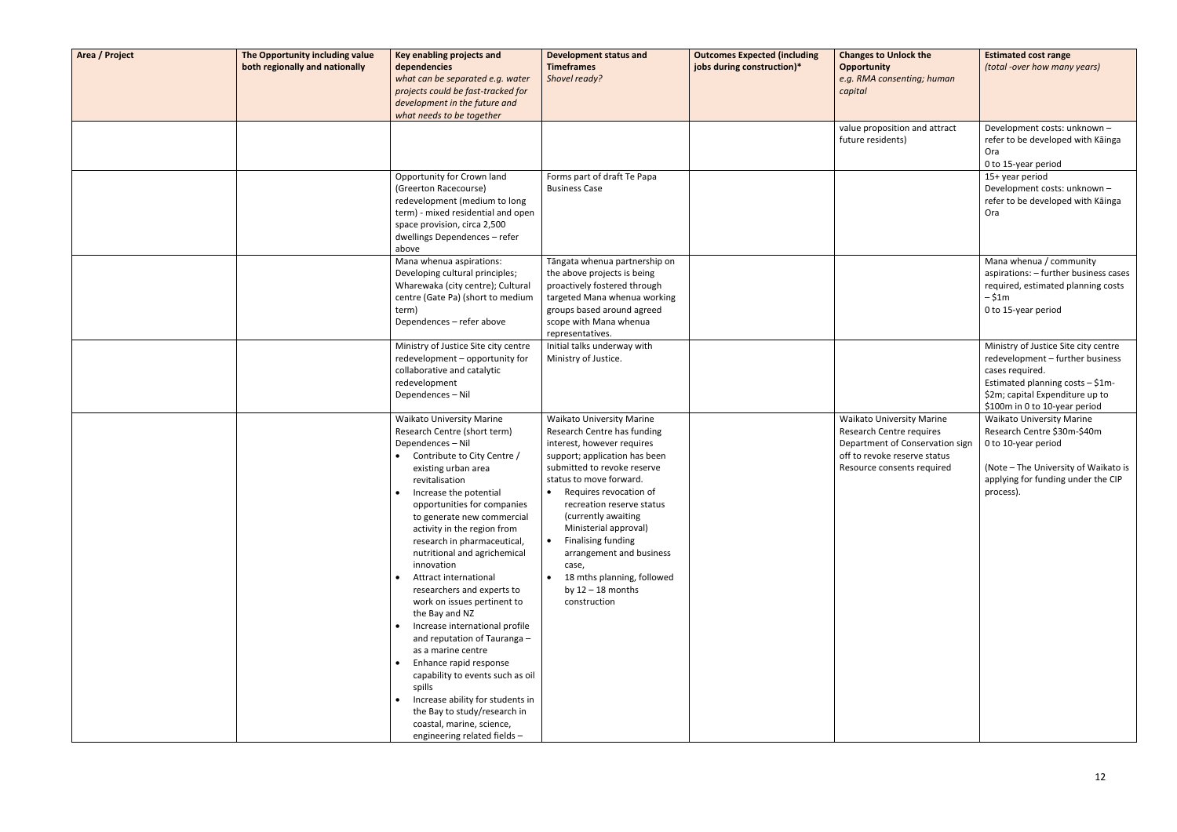| Area / Project | The Opportunity including value both regionally and nationally | Key enabling projects and dependencies *what can be separated e.g. water projects could be fast-tracked for development in the future and what needs to be together* | Development status and Timeframes *Shovel ready?* | Outcomes Expected (including jobs during construction)* | Changes to Unlock the Opportunity *e.g. RMA consenting; human capital* | Estimated cost range *(total -over how many years)* |
|---|---|---|---|---|---|---|
| | | | | | value proposition and attract future residents) | Development costs: unknown – refer to be developed with Kāinga Ora<br>0 to 15-year period |
| | | Opportunity for Crown land (Greerton Racecourse) redevelopment (medium to long term) - mixed residential and open space provision, circa 2,500 dwellings Dependences – refer above | Forms part of draft Te Papa Business Case | | | 15+ year period<br>Development costs: unknown – refer to be developed with Kāinga Ora |
| | | Mana whenua aspirations: Developing cultural principles; Wharewaka (city centre); Cultural centre (Gate Pa) (short to medium term)<br>Dependences – refer above | Tāngata whenua partnership on the above projects is being proactively fostered through targeted Mana whenua working groups based around agreed scope with Mana whenua representatives. | | | Mana whenua / community aspirations: – further business cases required, estimated planning costs – $1m<br>0 to 15-year period |
| | | Ministry of Justice Site city centre redevelopment – opportunity for collaborative and catalytic redevelopment<br>Dependences – Nil | Initial talks underway with Ministry of Justice. | | | Ministry of Justice Site city centre redevelopment – further business cases required.<br>Estimated planning costs – $1m-$2m; capital Expenditure up to $100m in 0 to 10-year period |
| | | Waikato University Marine Research Centre (short term)<br>Dependences – Nil<br>• Contribute to City Centre / existing urban area revitalisation<br>• Increase the potential opportunities for companies to generate new commercial activity in the region from research in pharmaceutical, nutritional and agrichemical innovation<br>• Attract international researchers and experts to work on issues pertinent to the Bay and NZ<br>• Increase international profile and reputation of Tauranga – as a marine centre<br>• Enhance rapid response capability to events such as oil spills<br>• Increase ability for students in the Bay to study/research in coastal, marine, science, engineering related fields – | Waikato University Marine Research Centre has funding interest, however requires support; application has been submitted to revoke reserve status to move forward.<br>• Requires revocation of recreation reserve status (currently awaiting Ministerial approval)<br>• Finalising funding arrangement and business case,<br>• 18 mths planning, followed by 12 – 18 months construction | | Waikato University Marine Research Centre requires Department of Conservation sign off to revoke reserve status Resource consents required | Waikato University Marine Research Centre $30m-$40m<br>0 to 10-year period<br><br>(Note – The University of Waikato is applying for funding under the CIP process). |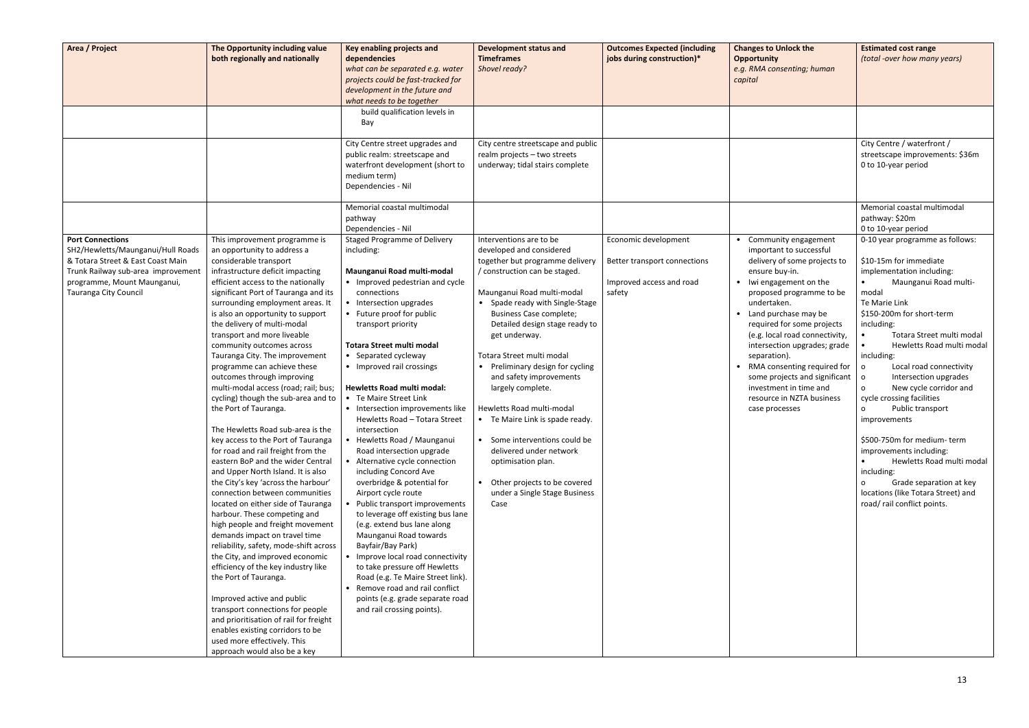| Area / Project | The Opportunity including value both regionally and nationally | Key enabling projects and dependencies *what can be separated e.g. water projects could be fast-tracked for development in the future and what needs to be together* | Development status and Timeframes *Shovel ready?* | Outcomes Expected (including jobs during construction)* | Changes to Unlock the Opportunity *e.g. RMA consenting; human capital* | Estimated cost range *(total -over how many years)* |
|---|---|---|---|---|---|---|
| | | build qualification levels in Bay | | | | |
| | | City Centre street upgrades and public realm: streetscape and waterfront development (short to medium term)<br>Dependencies - Nil | City centre streetscape and public realm projects – two streets underway; tidal stairs complete | | | City Centre / waterfront / streetscape improvements: $36m<br>0 to 10-year period |
| | | Memorial coastal multimodal pathway<br>Dependencies - Nil | | | | Memorial coastal multimodal pathway: $20m<br>0 to 10-year period |
| **Port Connections**<br>SH2/Hewletts/Maunganui/Hull Roads & Totara Street & East Coast Main Trunk Railway sub-area improvement programme, Mount Maunganui, Tauranga City Council | This improvement programme is an opportunity to address a considerable transport infrastructure deficit impacting efficient access to the nationally significant Port of Tauranga and its surrounding employment areas. It is also an opportunity to support the delivery of multi-modal transport and more liveable community outcomes across Tauranga City. The improvement programme can achieve these outcomes through improving multi-modal access (road; rail; bus; cycling) though the sub-area and to the Port of Tauranga.<br><br>The Hewletts Road sub-area is the key access to the Port of Tauranga for road and rail freight from the eastern BoP and the wider Central and Upper North Island. It is also the City's key 'across the harbour' connection between communities located on either side of Tauranga harbour. These competing and high people and freight movement demands impact on travel time reliability, safety, mode-shift across the City, and improved economic efficiency of the key industry like the Port of Tauranga.<br><br>Improved active and public transport connections for people and prioritisation of rail for freight enables existing corridors to be used more effectively. This approach would also be a key | Staged Programme of Delivery including:<br><br>**Maunganui Road multi-modal**<br>• Improved pedestrian and cycle connections<br>• Intersection upgrades<br>• Future proof for public transport priority<br><br>**Totara Street multi modal**<br>• Separated cycleway<br>• Improved rail crossings<br><br>**Hewletts Road multi modal:**<br>• Te Maire Street Link<br>• Intersection improvements like Hewletts Road – Totara Street intersection<br>• Hewletts Road / Maunganui Road intersection upgrade<br>• Alternative cycle connection including Concord Ave overbridge & potential for Airport cycle route<br>• Public transport improvements to leverage off existing bus lane (e.g. extend bus lane along Maunganui Road towards Bayfair/Bay Park)<br>• Improve local road connectivity to take pressure off Hewletts Road (e.g. Te Maire Street link).<br>• Remove road and rail conflict points (e.g. grade separate road and rail crossing points). | Interventions are to be developed and considered together but programme delivery / construction can be staged.<br><br>Maunganui Road multi-modal<br>• Spade ready with Single-Stage Business Case complete; Detailed design stage ready to get underway.<br><br>Totara Street multi modal<br>• Preliminary design for cycling and safety improvements largely complete.<br><br>Hewletts Road multi-modal<br>• Te Maire Link is spade ready.<br><br>• Some interventions could be delivered under network optimisation plan.<br><br>• Other projects to be covered under a Single Stage Business Case | Economic development<br><br>Better transport connections<br><br>Improved access and road safety | • Community engagement important to successful delivery of some projects to ensure buy-in.<br>• Iwi engagement on the proposed programme to be undertaken.<br>• Land purchase may be required for some projects (e.g. local road connectivity, intersection upgrades; grade separation).<br>• RMA consenting required for some projects and significant investment in time and resource in NZTA business case processes | 0-10 year programme as follows:<br><br>$10-15m for immediate implementation including:<br>• Maunganui Road multi-modal<br>Te Marie Link<br>$150-200m for short-term including:<br>• Totara Street multi modal<br>• Hewletts Road multi modal including:<br>o Local road connectivity<br>o Intersection upgrades<br>o New cycle corridor and cycle crossing facilities<br>o Public transport improvements<br><br>$500-750m for medium- term improvements including:<br>• Hewletts Road multi modal including:<br>o Grade separation at key locations (like Totara Street) and road/ rail conflict points. |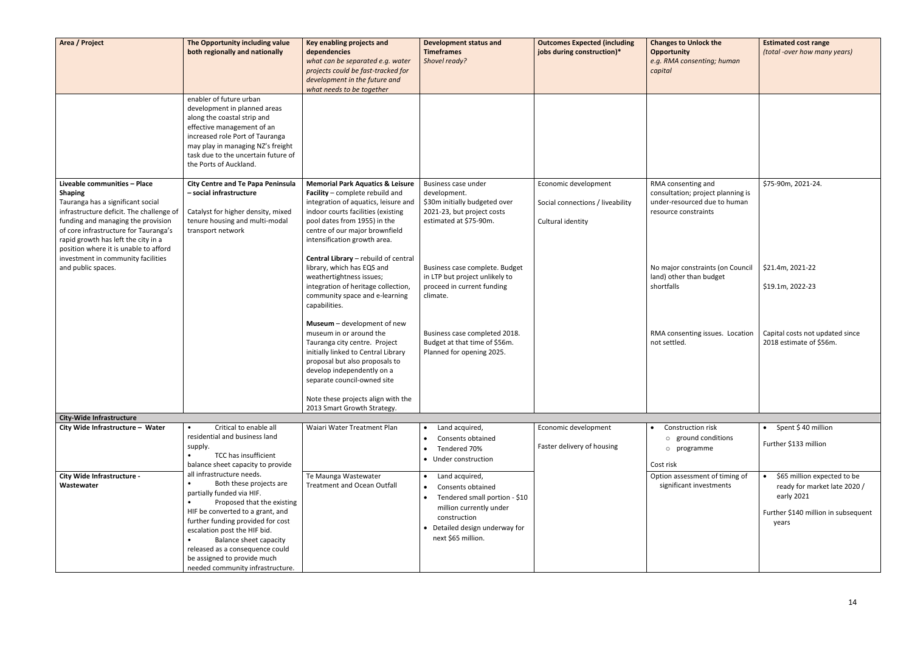| Area / Project | The Opportunity including value both regionally and nationally | Key enabling projects and dependencies<br>*what can be separated e.g. water projects could be fast-tracked for development in the future and what needs to be together* | Development status and Timeframes<br>*Shovel ready?* | Outcomes Expected (including jobs during construction)* | Changes to Unlock the Opportunity<br>*e.g. RMA consenting; human capital* | Estimated cost range<br>*(total -over how many years)* |
|---|---|---|---|---|---|---|
| | enabler of future urban development in planned areas along the coastal strip and effective management of an increased role Port of Tauranga may play in managing NZ's freight task due to the uncertain future of the Ports of Auckland. | | | | | |
| **Liveable communities – Place Shaping**<br>Tauranga has a significant social infrastructure deficit. The challenge of funding and managing the provision of core infrastructure for Tauranga's rapid growth has left the city in a position where it is unable to afford investment in community facilities and public spaces. | **City Centre and Te Papa Peninsula – social infrastructure**<br><br>Catalyst for higher density, mixed tenure housing and multi-modal transport network | **Memorial Park Aquatics & Leisure Facility** – complete rebuild and integration of aquatics, leisure and indoor courts facilities (existing pool dates from 1955) in the centre of our major brownfield intensification growth area. | Business case under development.<br>$30m initially budgeted over 2021-23, but project costs estimated at $75-90m. | Economic development<br><br>Social connections / liveability<br><br>Cultural identity | RMA consenting and consultation; project planning is under-resourced due to human resource constraints | $75-90m, 2021-24. |
| | | **Central Library** – rebuild of central library, which has EQS and weathertightness issues; integration of heritage collection, community space and e-learning capabilities. | Business case complete. Budget in LTP but project unlikely to proceed in current funding climate. | | No major constraints (on Council land) other than budget shortfalls | $21.4m, 2021-22<br><br>$19.1m, 2022-23 |
| | | **Museum** – development of new museum in or around the Tauranga city centre. Project initially linked to Central Library proposal but also proposals to develop independently on a separate council-owned site<br><br>Note these projects align with the 2013 Smart Growth Strategy. | Business case completed 2018. Budget at that time of $56m. Planned for opening 2025. | | RMA consenting issues. Location not settled. | Capital costs not updated since 2018 estimate of $56m. |
| **City-Wide Infrastructure** | | | | | | |
| **City Wide Infrastructure – Water** | • Critical to enable all residential and business land supply.<br>• TCC has insufficient balance sheet capacity to provide all infrastructure needs.<br>• Both these projects are partially funded via HIF.<br>• Proposed that the existing HIF be converted to a grant, and further funding provided for cost escalation post the HIF bid.<br>• Balance sheet capacity released as a consequence could be assigned to provide much needed community infrastructure. | Waiari Water Treatment Plan | • Land acquired,<br>• Consents obtained<br>• Tendered 70%<br>• Under construction | Economic development<br><br>Faster delivery of housing | • Construction risk<br>  ○ ground conditions<br>  ○ programme<br><br>Cost risk | • Spent $ 40 million<br><br>Further $133 million |
| **City Wide Infrastructure - Wastewater** | | Te Maunga Wastewater Treatment and Ocean Outfall | • Land acquired,<br>• Consents obtained<br>• Tendered small portion - $10 million currently under construction<br>• Detailed design underway for next $65 million. | | Option assessment of timing of significant investments | • $65 million expected to be ready for market late 2020 / early 2021<br><br>Further $140 million in subsequent years |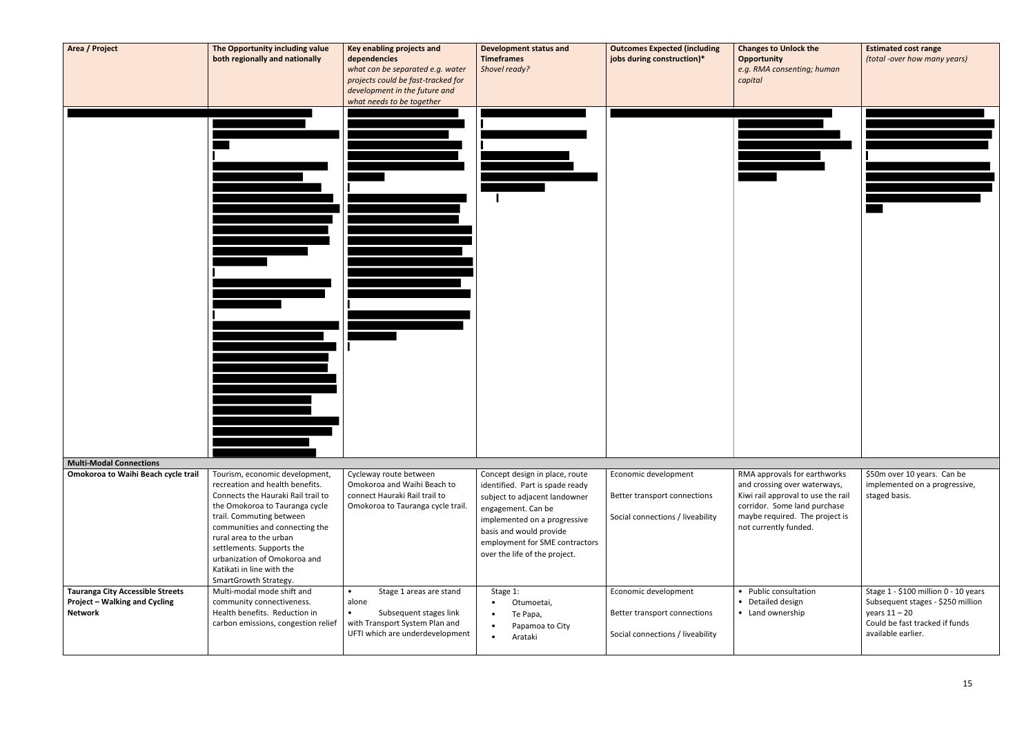| Area / Project | The Opportunity including value both regionally and nationally | Key enabling projects and dependencies *what can be separated e.g. water projects could be fast-tracked for development in the future and what needs to be together* | Development status and Timeframes *Shovel ready?* | Outcomes Expected (including jobs during construction)* | Changes to Unlock the Opportunity *e.g. RMA consenting; human capital* | Estimated cost range *(total -over how many years)* |
|---|---|---|---|---|---|---|
| | | | | | | |
| **Multi-Modal Connections** | | | | | | |
| **Omokoroa to Waihi Beach cycle trail** | Tourism, economic development, recreation and health benefits. Connects the Hauraki Rail trail to the Omokoroa to Tauranga cycle trail. Commuting between communities and connecting the rural area to the urban settlements. Supports the urbanization of Omokoroa and Katikati in line with the SmartGrowth Strategy. | Cycleway route between Omokoroa and Waihi Beach to connect Hauraki Rail trail to Omokoroa to Tauranga cycle trail. | Concept design in place, route identified. Part is spade ready subject to adjacent landowner engagement. Can be implemented on a progressive basis and would provide employment for SME contractors over the life of the project. | Economic development<br><br>Better transport connections<br><br>Social connections / liveability | RMA approvals for earthworks and crossing over waterways, Kiwi rail approval to use the rail corridor. Some land purchase maybe required. The project is not currently funded. | $50m over 10 years. Can be implemented on a progressive, staged basis. |
| **Tauranga City Accessible Streets Project – Walking and Cycling Network** | Multi-modal mode shift and community connectiveness. Health benefits. Reduction in carbon emissions, congestion relief | • Stage 1 areas are stand alone<br>• Subsequent stages link with Transport System Plan and UFTI which are underdevelopment | Stage 1:<br>• Otumoetai,<br>• Te Papa,<br>• Papamoa to City<br>• Arataki | Economic development<br><br>Better transport connections<br><br>Social connections / liveability | • Public consultation<br>• Detailed design<br>• Land ownership | Stage 1 - $100 million 0 - 10 years<br>Subsequent stages - $250 million years 11 – 20<br>Could be fast tracked if funds available earlier. |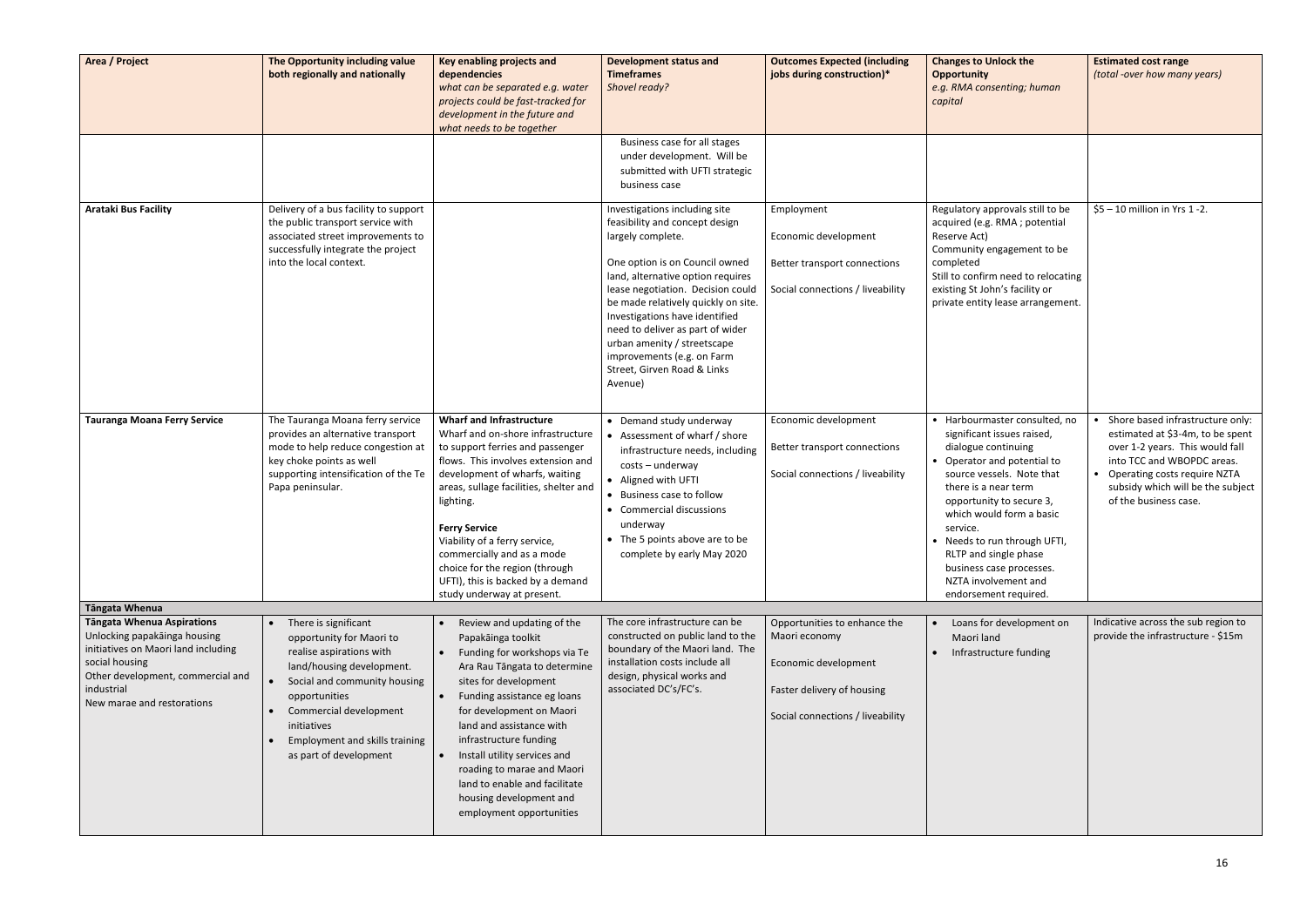| Area / Project | The Opportunity including value both regionally and nationally | Key enabling projects and dependencies *what can be separated e.g. water projects could be fast-tracked for development in the future and what needs to be together* | Development status and Timeframes *Shovel ready?* | Outcomes Expected (including jobs during construction)* | Changes to Unlock the Opportunity *e.g. RMA consenting; human capital* | Estimated cost range *(total -over how many years)* |
|---|---|---|---|---|---|---|
| | | | Business case for all stages under development. Will be submitted with UFTI strategic business case | | | |
| **Arataki Bus Facility** | Delivery of a bus facility to support the public transport service with associated street improvements to successfully integrate the project into the local context. | | Investigations including site feasibility and concept design largely complete.<br><br>One option is on Council owned land, alternative option requires lease negotiation. Decision could be made relatively quickly on site. Investigations have identified need to deliver as part of wider urban amenity / streetscape improvements (e.g. on Farm Street, Girven Road & Links Avenue) | Employment<br><br>Economic development<br><br>Better transport connections<br><br>Social connections / liveability | Regulatory approvals still to be acquired (e.g. RMA ; potential Reserve Act)<br>Community engagement to be completed<br>Still to confirm need to relocating existing St John's facility or private entity lease arrangement. | $5 – 10 million in Yrs 1 -2. |
| **Tauranga Moana Ferry Service** | The Tauranga Moana ferry service provides an alternative transport mode to help reduce congestion at key choke points as well supporting intensification of the Te Papa peninsular. | **Wharf and Infrastructure**<br>Wharf and on-shore infrastructure to support ferries and passenger flows. This involves extension and development of wharfs, waiting areas, sullage facilities, shelter and lighting.<br><br>**Ferry Service**<br>Viability of a ferry service, commercially and as a mode choice for the region (through UFTI), this is backed by a demand study underway at present. | • Demand study underway<br>• Assessment of wharf / shore infrastructure needs, including costs – underway<br>• Aligned with UFTI<br>• Business case to follow<br>• Commercial discussions underway<br>• The 5 points above are to be complete by early May 2020 | Economic development<br><br>Better transport connections<br><br>Social connections / liveability | • Harbourmaster consulted, no significant issues raised, dialogue continuing<br>• Operator and potential to source vessels. Note that there is a near term opportunity to secure 3, which would form a basic service.<br>• Needs to run through UFTI, RLTP and single phase business case processes. NZTA involvement and endorsement required. | • Shore based infrastructure only: estimated at $3-4m, to be spent over 1-2 years. This would fall into TCC and WBOPDC areas.<br>• Operating costs require NZTA subsidy which will be the subject of the business case. |
| **Tāngata Whenua** | | | | | | |
| **Tāngata Whenua Aspirations**<br>Unlocking papakāinga housing initiatives on Maori land including social housing<br>Other development, commercial and industrial<br>New marae and restorations | • There is significant opportunity for Maori to realise aspirations with land/housing development.<br>• Social and community housing opportunities<br>• Commercial development initiatives<br>• Employment and skills training as part of development | • Review and updating of the Papakāinga toolkit<br>• Funding for workshops via Te Ara Rau Tāngata to determine sites for development<br>• Funding assistance eg loans for development on Maori land and assistance with infrastructure funding<br>• Install utility services and roading to marae and Maori land to enable and facilitate housing development and employment opportunities | The core infrastructure can be constructed on public land to the boundary of the Maori land. The installation costs include all design, physical works and associated DC's/FC's. | Opportunities to enhance the Maori economy<br><br>Economic development<br><br>Faster delivery of housing<br><br>Social connections / liveability | • Loans for development on Maori land<br>• Infrastructure funding | Indicative across the sub region to provide the infrastructure - $15m |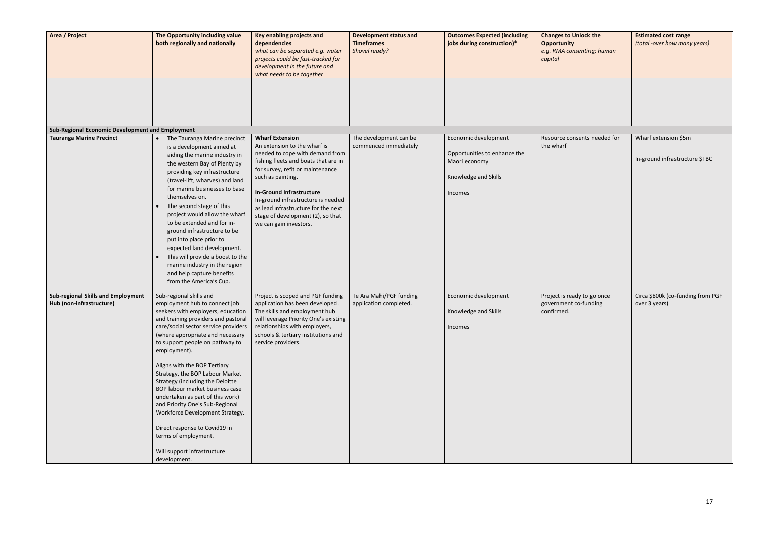| Area / Project | The Opportunity including value both regionally and nationally | Key enabling projects and dependencies *what can be separated e.g. water projects could be fast-tracked for development in the future and what needs to be together* | Development status and Timeframes *Shovel ready?* | Outcomes Expected (including jobs during construction)* | Changes to Unlock the Opportunity *e.g. RMA consenting; human capital* | Estimated cost range *(total -over how many years)* |
|---|---|---|---|---|---|---|
| | | | | | | |
| **Sub-Regional Economic Development and Employment** | | | | | | |
| **Tauranga Marine Precinct** | • The Tauranga Marine precinct is a development aimed at aiding the marine industry in the western Bay of Plenty by providing key infrastructure (travel-lift, wharves) and land for marine businesses to base themselves on.<br>• The second stage of this project would allow the wharf to be extended and for in-ground infrastructure to be put into place prior to expected land development.<br>• This will provide a boost to the marine industry in the region and help capture benefits from the America's Cup. | **Wharf Extension**<br>An extension to the wharf is needed to cope with demand from fishing fleets and boats that are in for survey, refit or maintenance such as painting.<br><br>**In-Ground Infrastructure**<br>In-ground infrastructure is needed as lead infrastructure for the next stage of development (2), so that we can gain investors. | The development can be commenced immediately | Economic development<br><br>Opportunities to enhance the Maori economy<br><br>Knowledge and Skills<br><br>Incomes | Resource consents needed for the wharf | Wharf extension $5m<br><br>In-ground infrastructure $TBC |
| **Sub-regional Skills and Employment Hub (non-infrastructure)** | Sub-regional skills and employment hub to connect job seekers with employers, education and training providers and pastoral care/social sector service providers (where appropriate and necessary to support people on pathway to employment).<br><br>Aligns with the BOP Tertiary Strategy, the BOP Labour Market Strategy (including the Deloitte BOP labour market business case undertaken as part of this work) and Priority One's Sub-Regional Workforce Development Strategy.<br><br>Direct response to Covid19 in terms of employment.<br><br>Will support infrastructure development. | Project is scoped and PGF funding application has been developed. The skills and employment hub will leverage Priority One's existing relationships with employers, schools & tertiary institutions and service providers. | Te Ara Mahi/PGF funding application completed. | Economic development<br><br>Knowledge and Skills<br><br>Incomes | Project is ready to go once government co-funding confirmed. | Circa $800k (co-funding from PGF over 3 years) |